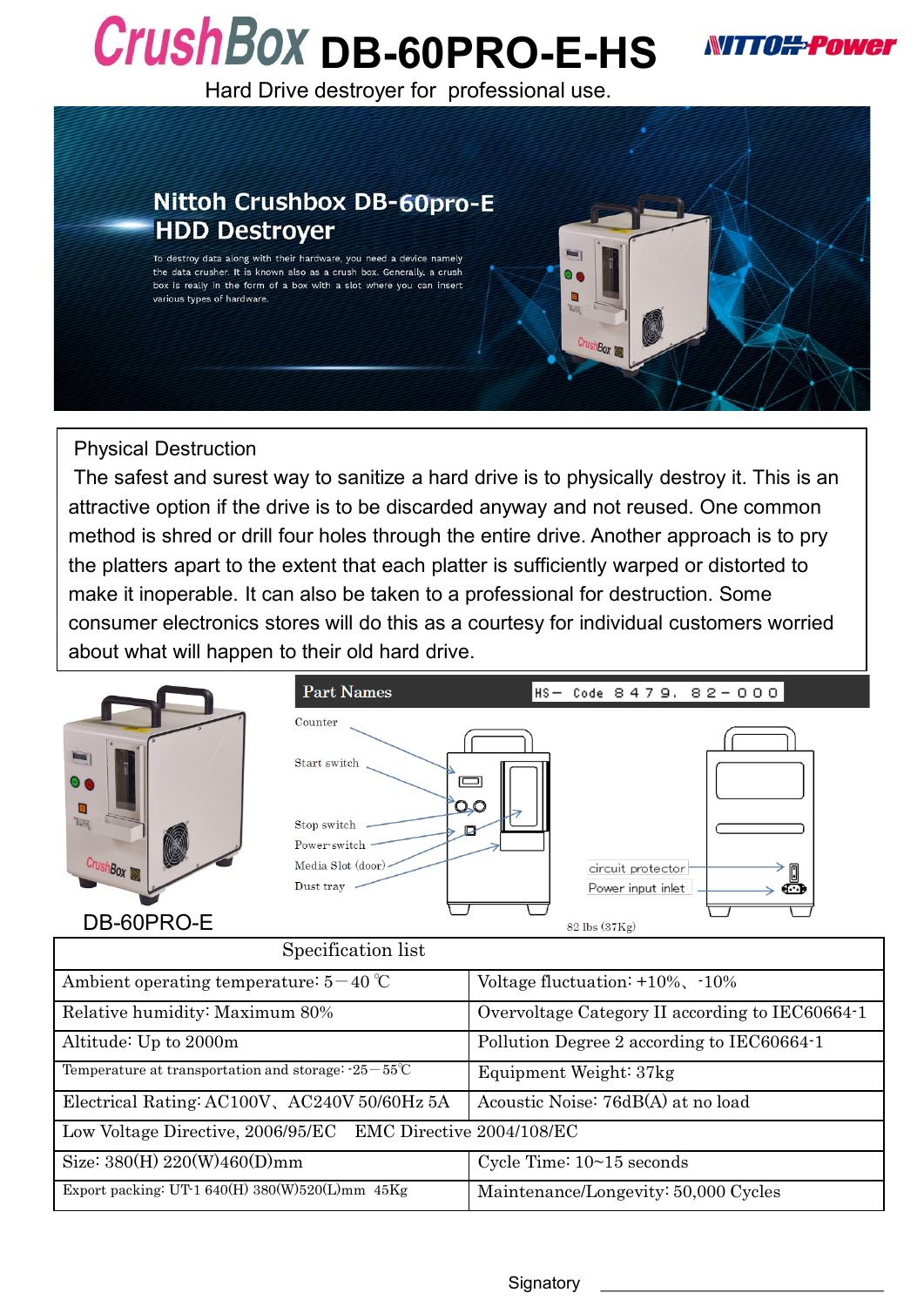# CrushBox DB-60PRO-E-HS

NITTOH-Power

Hard Drive destroyer for professional use.

## Nittoh Crushbox DB-60pro-E HDD Destroyer

To destroy data along with their hardware, you need a device namely the data crusher. It is known also as a crush box. Generally, a crush box is really in the form of a box with a slot where you can insert various types of hardware.

### Physical Destruction

The safest and surest way to sanitize a hard drive is to physically destroy it. This is an attractive option if the drive is to be discarded anyway and not reused. One common method is shred or drill four holes through the entire drive. Another approach is to pry the platters apart to the extent that each platter is sufficiently warped or distorted to make it inoperable. It can also be taken to a professional for destruction. Some consumer electronics stores will do this as a courtesy for individual customers worried about what will happen to their old hard drive.

### Part Names

HS－ Code 8479. 82－000

- Counter
- Start switch
- Stop switch
- Power-switch
- Media Slot (door)
- Dust tray
- circuit protector
- Power input inlet

82 lbs (37Kg)

DB-60PRO-E

| Specification list | |
|---|---|
| Ambient operating temperature: 5－40 ℃ | Voltage fluctuation: +10%、-10% |
| Relative humidity: Maximum 80% | Overvoltage Category II according to IEC60664-1 |
| Altitude: Up to 2000m | Pollution Degree 2 according to IEC60664-1 |
| Temperature at transportation and storage: -25－55℃ | Equipment Weight: 37kg |
| Electrical Rating: AC100V、AC240V 50/60Hz 5A | Acoustic Noise: 76dB(A) at no load |
| Low Voltage Directive, 2006/95/EC　EMC Directive 2004/108/EC | |
| Size: 380(H) 220(W)460(D)mm | Cycle Time: 10~15 seconds |
| Export packing: UT-1 640(H) 380(W)520(L)mm 45Kg | Maintenance/Longevity: 50,000 Cycles |

Signatory ____________________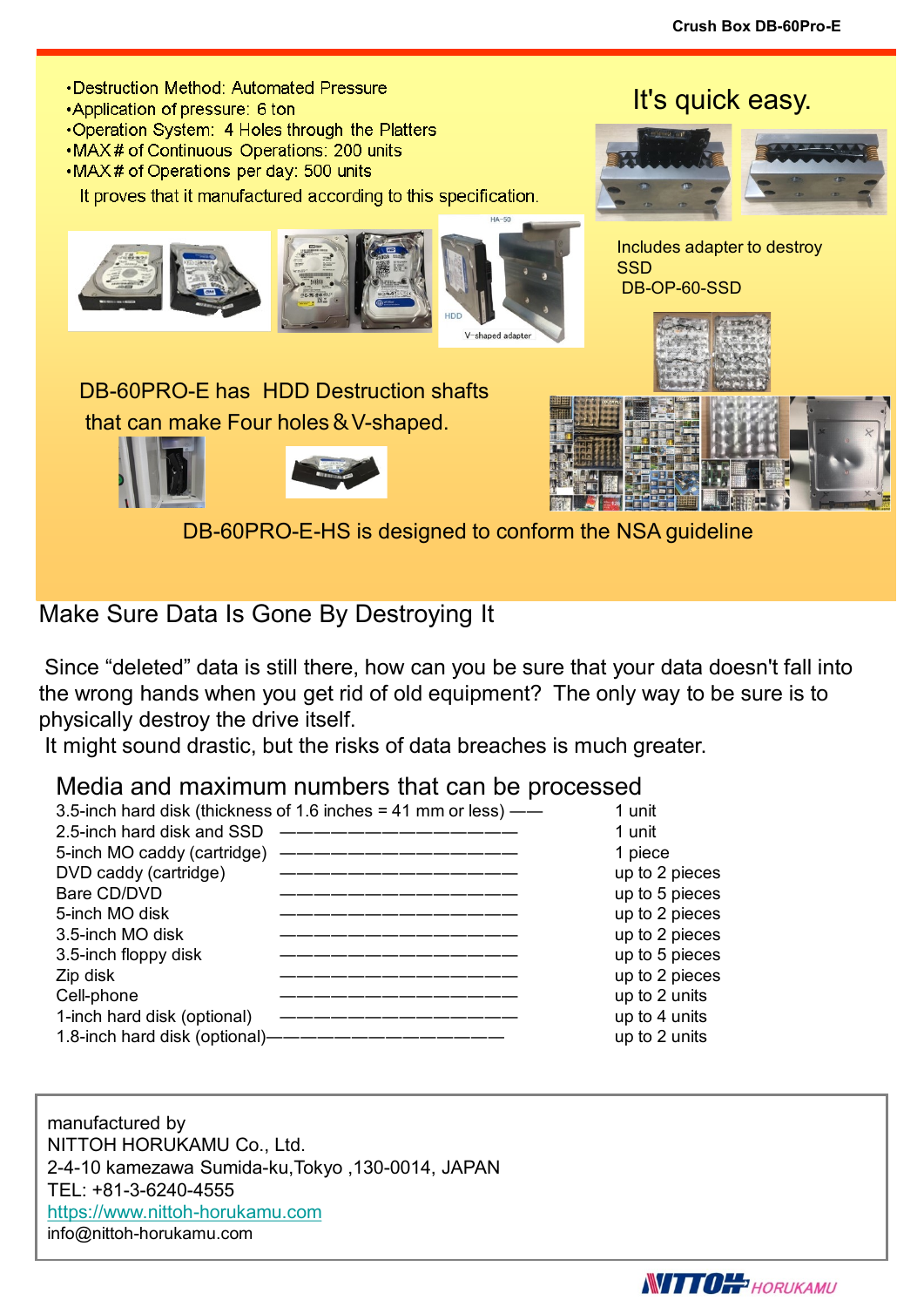- Destruction Method: Automated Pressure
- Application of pressure: 6 ton
- Operation System: 4 Holes through the Platters
- MAX # of Continuous Operations: 200 units
- MAX # of Operations per day: 500 units

It proves that it manufactured according to this specification.

It's quick easy.

HA-50

HDD

V-shaped adapter

Includes adapter to destroy SSD
DB-OP-60-SSD

DB-60PRO-E has HDD Destruction shafts that can make Four holes & V-shaped.

DB-60PRO-E-HS is designed to conform the NSA guideline

## Make Sure Data Is Gone By Destroying It

Since “deleted” data is still there, how can you be sure that your data doesn't fall into the wrong hands when you get rid of old equipment? The only way to be sure is to physically destroy the drive itself.

It might sound drastic, but the risks of data breaches is much greater.

## Media and maximum numbers that can be processed

| | |
|---|---|
| 3.5-inch hard disk (thickness of 1.6 inches = 41 mm or less) | 1 unit |
| 2.5-inch hard disk and SSD | 1 unit |
| 5-inch MO caddy (cartridge) | 1 piece |
| DVD caddy (cartridge) | up to 2 pieces |
| Bare CD/DVD | up to 5 pieces |
| 5-inch MO disk | up to 2 pieces |
| 3.5-inch MO disk | up to 2 pieces |
| 3.5-inch floppy disk | up to 5 pieces |
| Zip disk | up to 2 pieces |
| Cell-phone | up to 2 units |
| 1-inch hard disk (optional) | up to 4 units |
| 1.8-inch hard disk (optional) | up to 2 units |

manufactured by
NITTOH HORUKAMU Co., Ltd.
2-4-10 kamezawa Sumida-ku,Tokyo ,130-0014, JAPAN
TEL: +81-3-6240-4555
https://www.nittoh-horukamu.com
info@nittoh-horukamu.com

NITTOH HORUKAMU